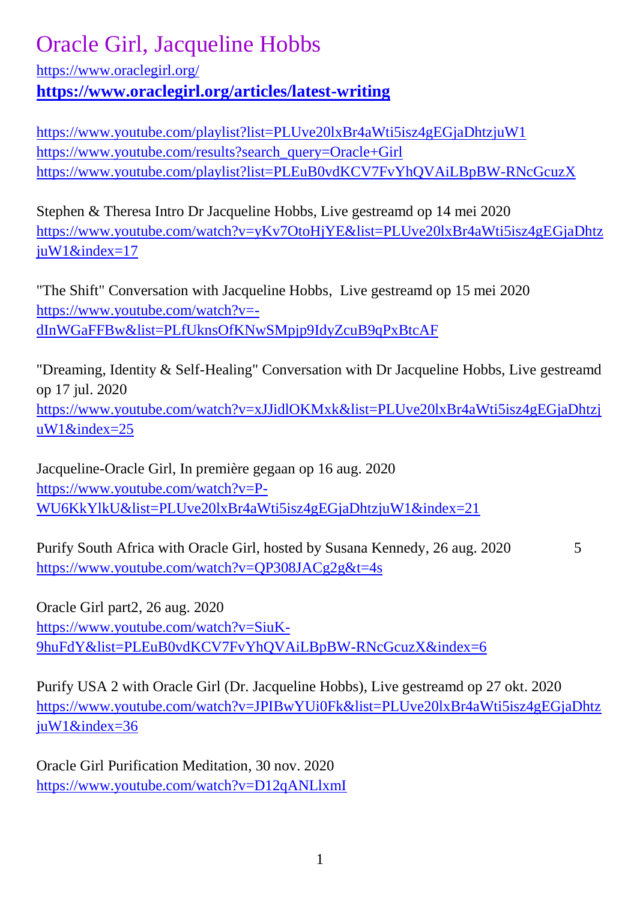# Oracle Girl, Jacqueline Hobbs

https://www.oraclegirl.org/
**https://www.oraclegirl.org/articles/latest-writing**

https://www.youtube.com/playlist?list=PLUve20lxBr4aWti5isz4gEGjaDhtzjuW1
https://www.youtube.com/results?search_query=Oracle+Girl
https://www.youtube.com/playlist?list=PLEuB0vdKCV7FvYhQVAiLBpBW-RNcGcuzX

Stephen & Theresa Intro Dr Jacqueline Hobbs, Live gestreamd op 14 mei 2020
https://www.youtube.com/watch?v=yKv7OtoHjYE&list=PLUve20lxBr4aWti5isz4gEGjaDhtzjuW1&index=17

"The Shift" Conversation with Jacqueline Hobbs, Live gestreamd op 15 mei 2020
https://www.youtube.com/watch?v=-dInWGaFFBw&list=PLfUknsOfKNwSMpjp9IdyZcuB9qPxBtcAF

"Dreaming, Identity & Self-Healing" Conversation with Dr Jacqueline Hobbs, Live gestreamd op 17 jul. 2020
https://www.youtube.com/watch?v=xJJidlOKMxk&list=PLUve20lxBr4aWti5isz4gEGjaDhtzjuW1&index=25

Jacqueline-Oracle Girl, In première gegaan op 16 aug. 2020
https://www.youtube.com/watch?v=P-WU6KkYlkU&list=PLUve20lxBr4aWti5isz4gEGjaDhtzjuW1&index=21

Purify South Africa with Oracle Girl, hosted by Susana Kennedy, 26 aug. 2020 5
https://www.youtube.com/watch?v=QP308JACg2g&t=4s

Oracle Girl part2, 26 aug. 2020
https://www.youtube.com/watch?v=SiuK-9huFdY&list=PLEuB0vdKCV7FvYhQVAiLBpBW-RNcGcuzX&index=6

Purify USA 2 with Oracle Girl (Dr. Jacqueline Hobbs), Live gestreamd op 27 okt. 2020
https://www.youtube.com/watch?v=JPIBwYUi0Fk&list=PLUve20lxBr4aWti5isz4gEGjaDhtzjuW1&index=36

Oracle Girl Purification Meditation, 30 nov. 2020
https://www.youtube.com/watch?v=D12qANLlxmI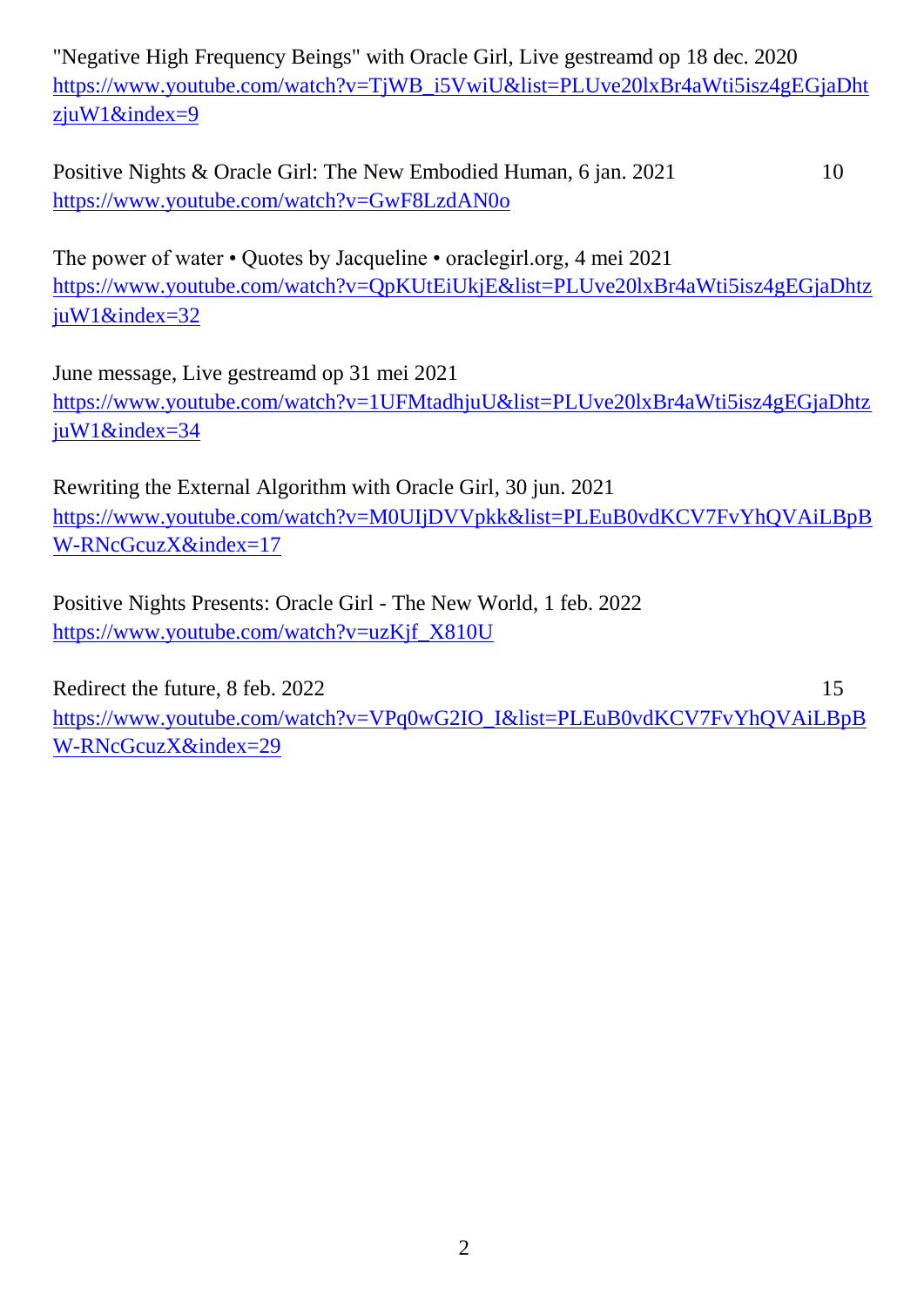"Negative High Frequency Beings" with Oracle Girl, Live gestreamd op 18 dec. 2020
https://www.youtube.com/watch?v=TjWB_i5VwiU&list=PLUve20lxBr4aWti5isz4gEGjaDhtzjuW1&index=9

Positive Nights & Oracle Girl: The New Embodied Human, 6 jan. 2021 10
https://www.youtube.com/watch?v=GwF8LzdAN0o

The power of water • Quotes by Jacqueline • oraclegirl.org, 4 mei 2021
https://www.youtube.com/watch?v=QpKUtEiUkjE&list=PLUve20lxBr4aWti5isz4gEGjaDhtzjuW1&index=32

June message, Live gestreamd op 31 mei 2021
https://www.youtube.com/watch?v=1UFMtadhjuU&list=PLUve20lxBr4aWti5isz4gEGjaDhtzjuW1&index=34

Rewriting the External Algorithm with Oracle Girl, 30 jun. 2021
https://www.youtube.com/watch?v=M0UIjDVVpkk&list=PLEuB0vdKCV7FvYhQVAiLBpBW-RNcGcuzX&index=17

Positive Nights Presents: Oracle Girl - The New World, 1 feb. 2022
https://www.youtube.com/watch?v=uzKjf_X810U

Redirect the future, 8 feb. 2022 15
https://www.youtube.com/watch?v=VPq0wG2IO_I&list=PLEuB0vdKCV7FvYhQVAiLBpBW-RNcGcuzX&index=29